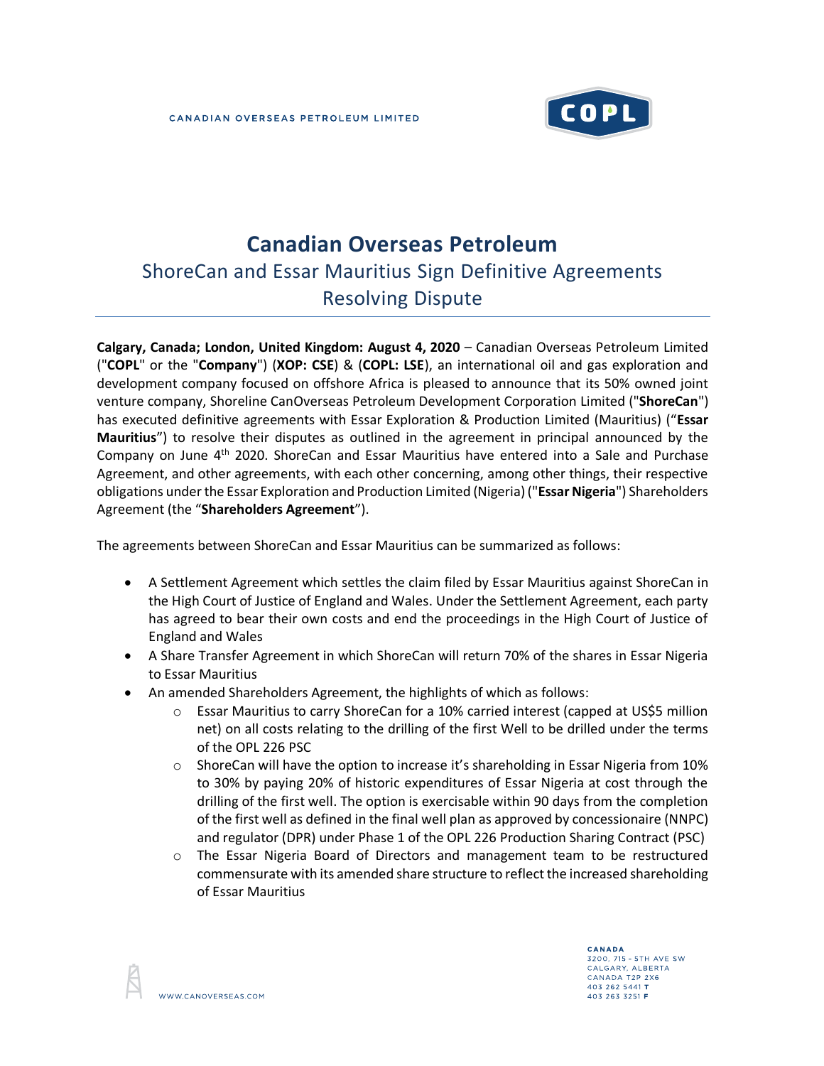# Canadian Overseas Petroleum

## ShoreCan and Essar Mauritius Sign Definitive Agreements Resolving Dispute

**Calgary, Canada; London, United Kingdom: August 4, 2020** – Canadian Overseas Petroleum Limited ("**COPL**" or the "**Company**") (**XOP: CSE**) & (**COPL: LSE**), an international oil and gas exploration and development company focused on offshore Africa is pleased to announce that its 50% owned joint venture company, Shoreline CanOverseas Petroleum Development Corporation Limited ("**ShoreCan**") has executed definitive agreements with Essar Exploration & Production Limited (Mauritius) ("**Essar Mauritius**") to resolve their disputes as outlined in the agreement in principal announced by the Company on June 4th 2020. ShoreCan and Essar Mauritius have entered into a Sale and Purchase Agreement, and other agreements, with each other concerning, among other things, their respective obligations under the Essar Exploration and Production Limited (Nigeria) ("**Essar Nigeria**") Shareholders Agreement (the "**Shareholders Agreement**").

The agreements between ShoreCan and Essar Mauritius can be summarized as follows:

- A Settlement Agreement which settles the claim filed by Essar Mauritius against ShoreCan in the High Court of Justice of England and Wales. Under the Settlement Agreement, each party has agreed to bear their own costs and end the proceedings in the High Court of Justice of England and Wales
- A Share Transfer Agreement in which ShoreCan will return 70% of the shares in Essar Nigeria to Essar Mauritius
- An amended Shareholders Agreement, the highlights of which as follows:
  - Essar Mauritius to carry ShoreCan for a 10% carried interest (capped at US$5 million net) on all costs relating to the drilling of the first Well to be drilled under the terms of the OPL 226 PSC
  - ShoreCan will have the option to increase it's shareholding in Essar Nigeria from 10% to 30% by paying 20% of historic expenditures of Essar Nigeria at cost through the drilling of the first well. The option is exercisable within 90 days from the completion of the first well as defined in the final well plan as approved by concessionaire (NNPC) and regulator (DPR) under Phase 1 of the OPL 226 Production Sharing Contract (PSC)
  - The Essar Nigeria Board of Directors and management team to be restructured commensurate with its amended share structure to reflect the increased shareholding of Essar Mauritius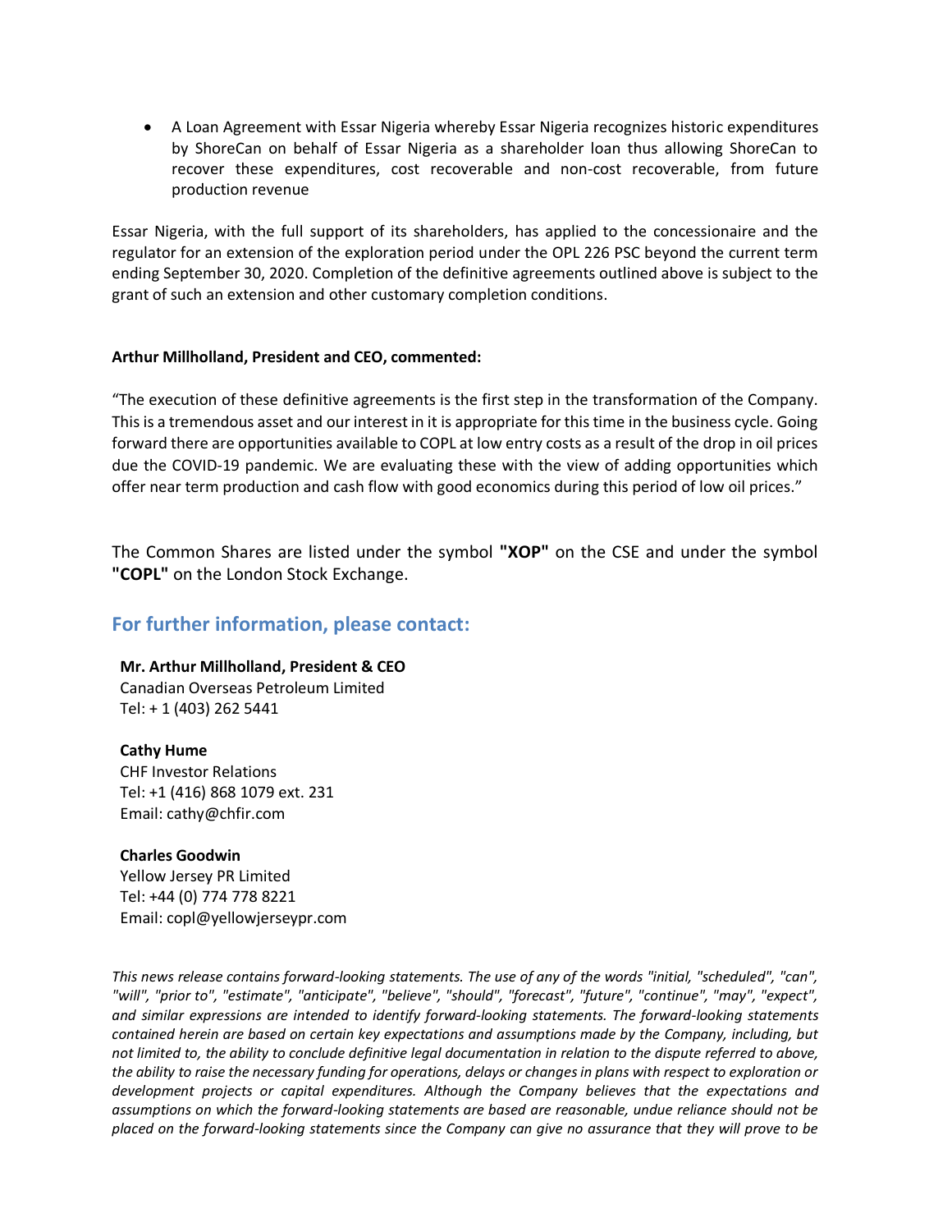- A Loan Agreement with Essar Nigeria whereby Essar Nigeria recognizes historic expenditures by ShoreCan on behalf of Essar Nigeria as a shareholder loan thus allowing ShoreCan to recover these expenditures, cost recoverable and non-cost recoverable, from future production revenue

Essar Nigeria, with the full support of its shareholders, has applied to the concessionaire and the regulator for an extension of the exploration period under the OPL 226 PSC beyond the current term ending September 30, 2020. Completion of the definitive agreements outlined above is subject to the grant of such an extension and other customary completion conditions.

**Arthur Millholland, President and CEO, commented:**

"The execution of these definitive agreements is the first step in the transformation of the Company. This is a tremendous asset and our interest in it is appropriate for this time in the business cycle. Going forward there are opportunities available to COPL at low entry costs as a result of the drop in oil prices due the COVID-19 pandemic. We are evaluating these with the view of adding opportunities which offer near term production and cash flow with good economics during this period of low oil prices."

The Common Shares are listed under the symbol **"XOP"** on the CSE and under the symbol **"COPL"** on the London Stock Exchange.

## For further information, please contact:

**Mr. Arthur Millholland, President & CEO**
Canadian Overseas Petroleum Limited
Tel: + 1 (403) 262 5441

**Cathy Hume**
CHF Investor Relations
Tel: +1 (416) 868 1079 ext. 231
Email: cathy@chfir.com

**Charles Goodwin**
Yellow Jersey PR Limited
Tel: +44 (0) 774 778 8221
Email: copl@yellowjerseypr.com

*This news release contains forward-looking statements. The use of any of the words "initial, "scheduled", "can", "will", "prior to", "estimate", "anticipate", "believe", "should", "forecast", "future", "continue", "may", "expect", and similar expressions are intended to identify forward-looking statements. The forward-looking statements contained herein are based on certain key expectations and assumptions made by the Company, including, but not limited to, the ability to conclude definitive legal documentation in relation to the dispute referred to above, the ability to raise the necessary funding for operations, delays or changes in plans with respect to exploration or development projects or capital expenditures. Although the Company believes that the expectations and assumptions on which the forward-looking statements are based are reasonable, undue reliance should not be placed on the forward-looking statements since the Company can give no assurance that they will prove to be*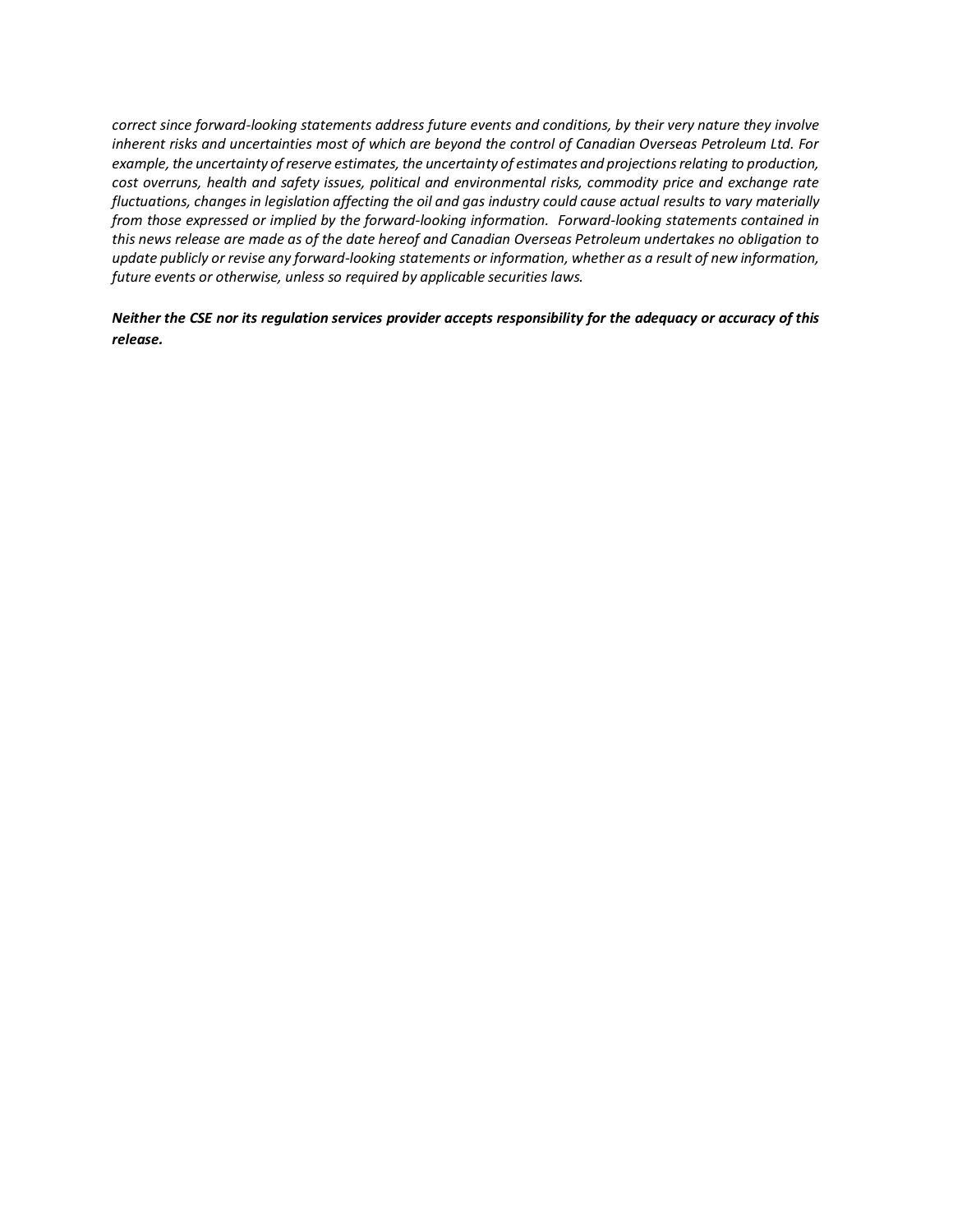*correct since forward-looking statements address future events and conditions, by their very nature they involve inherent risks and uncertainties most of which are beyond the control of Canadian Overseas Petroleum Ltd. For example, the uncertainty of reserve estimates, the uncertainty of estimates and projections relating to production, cost overruns, health and safety issues, political and environmental risks, commodity price and exchange rate fluctuations, changes in legislation affecting the oil and gas industry could cause actual results to vary materially from those expressed or implied by the forward-looking information. Forward-looking statements contained in this news release are made as of the date hereof and Canadian Overseas Petroleum undertakes no obligation to update publicly or revise any forward-looking statements or information, whether as a result of new information, future events or otherwise, unless so required by applicable securities laws.*

***Neither the CSE nor its regulation services provider accepts responsibility for the adequacy or accuracy of this release.***